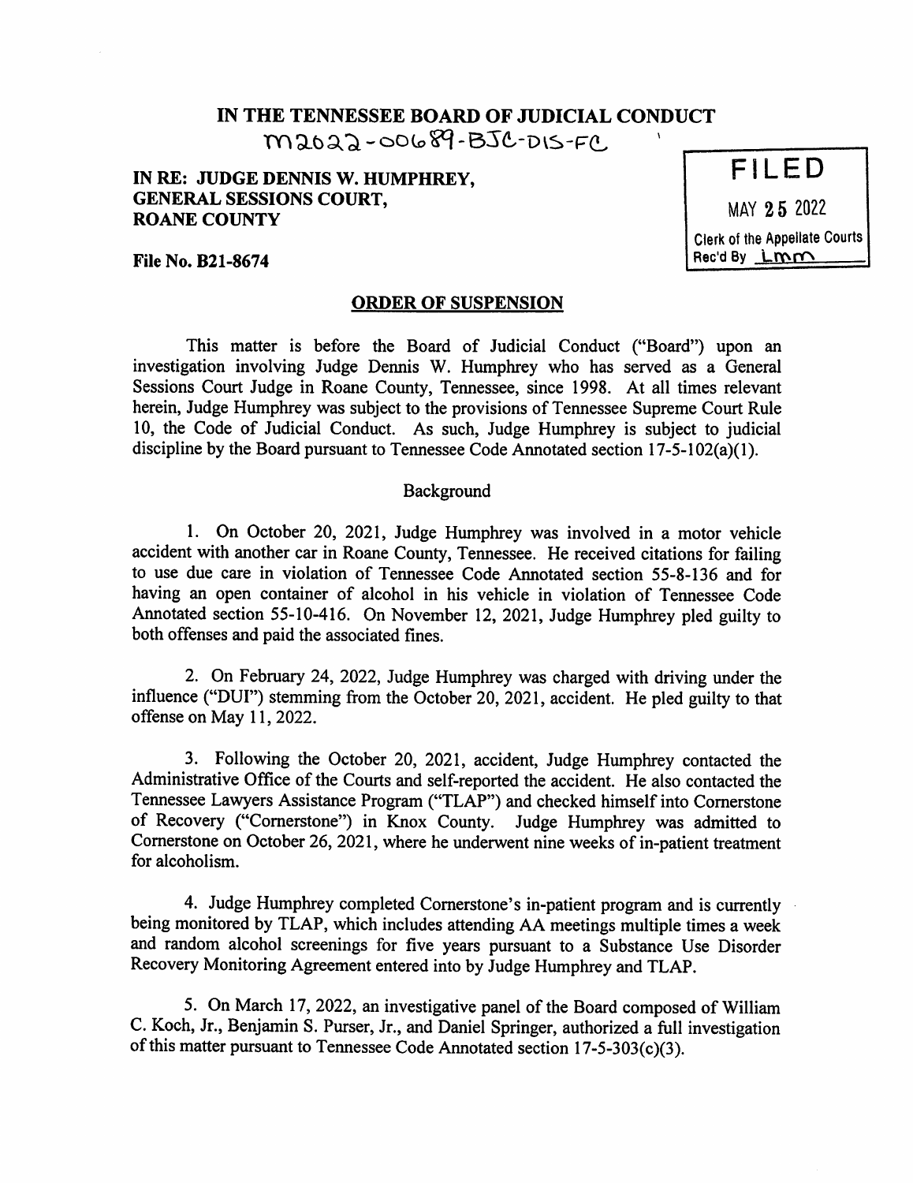# IN THE TENNESSEE BOARD OF JUDICIAL CONDUCT

M2022-00689-BJC-DIS-FC

**IN RE: JUDGE DENNIS W. HUMPHREY, GENERAL SESSIONS COURT, ROANE COUNTY**

FILED
MAY 25 2022
Clerk of the Appellate Courts
Rec'd By LMM

**File No. B21-8674**

## ORDER OF SUSPENSION

This matter is before the Board of Judicial Conduct ("Board") upon an investigation involving Judge Dennis W. Humphrey who has served as a General Sessions Court Judge in Roane County, Tennessee, since 1998. At all times relevant herein, Judge Humphrey was subject to the provisions of Tennessee Supreme Court Rule 10, the Code of Judicial Conduct. As such, Judge Humphrey is subject to judicial discipline by the Board pursuant to Tennessee Code Annotated section 17-5-102(a)(1).

### Background

1. On October 20, 2021, Judge Humphrey was involved in a motor vehicle accident with another car in Roane County, Tennessee. He received citations for failing to use due care in violation of Tennessee Code Annotated section 55-8-136 and for having an open container of alcohol in his vehicle in violation of Tennessee Code Annotated section 55-10-416. On November 12, 2021, Judge Humphrey pled guilty to both offenses and paid the associated fines.

2. On February 24, 2022, Judge Humphrey was charged with driving under the influence ("DUI") stemming from the October 20, 2021, accident. He pled guilty to that offense on May 11, 2022.

3. Following the October 20, 2021, accident, Judge Humphrey contacted the Administrative Office of the Courts and self-reported the accident. He also contacted the Tennessee Lawyers Assistance Program ("TLAP") and checked himself into Cornerstone of Recovery ("Cornerstone") in Knox County. Judge Humphrey was admitted to Cornerstone on October 26, 2021, where he underwent nine weeks of in-patient treatment for alcoholism.

4. Judge Humphrey completed Cornerstone's in-patient program and is currently being monitored by TLAP, which includes attending AA meetings multiple times a week and random alcohol screenings for five years pursuant to a Substance Use Disorder Recovery Monitoring Agreement entered into by Judge Humphrey and TLAP.

5. On March 17, 2022, an investigative panel of the Board composed of William C. Koch, Jr., Benjamin S. Purser, Jr., and Daniel Springer, authorized a full investigation of this matter pursuant to Tennessee Code Annotated section 17-5-303(c)(3).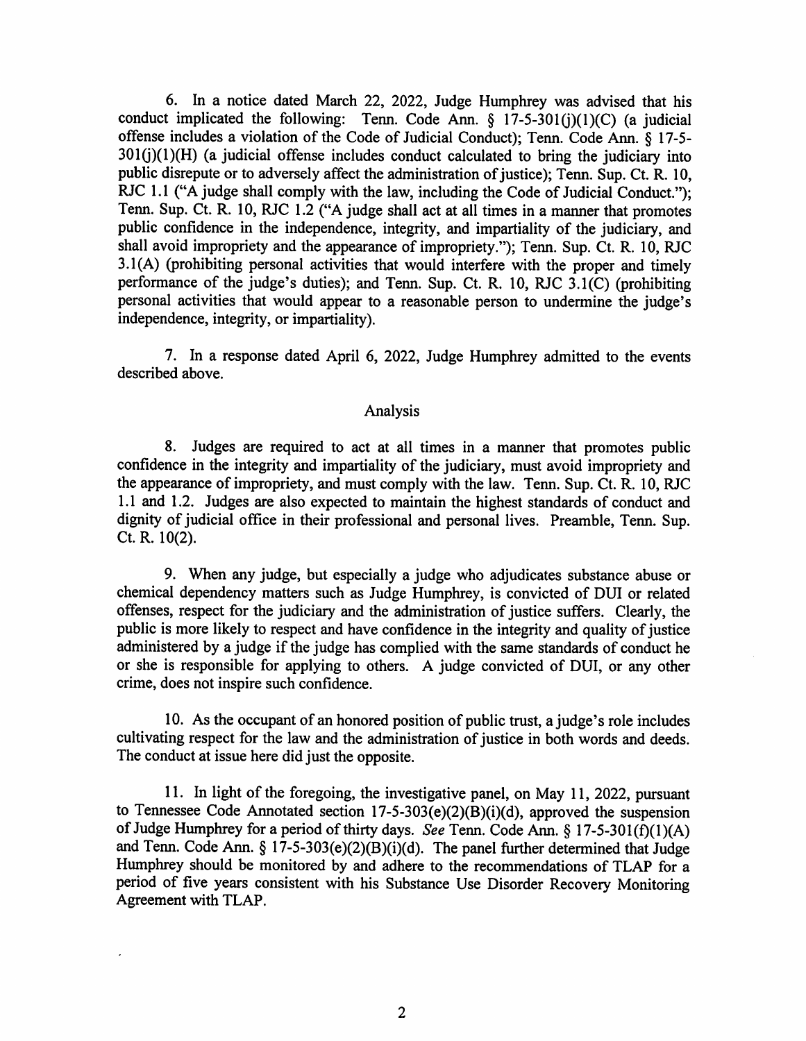6. In a notice dated March 22, 2022, Judge Humphrey was advised that his conduct implicated the following: Tenn. Code Ann. § 17-5-301(j)(1)(C) (a judicial offense includes a violation of the Code of Judicial Conduct); Tenn. Code Ann. § 17-5-301(j)(1)(H) (a judicial offense includes conduct calculated to bring the judiciary into public disrepute or to adversely affect the administration of justice); Tenn. Sup. Ct. R. 10, RJC 1.1 ("A judge shall comply with the law, including the Code of Judicial Conduct."); Tenn. Sup. Ct. R. 10, RJC 1.2 ("A judge shall act at all times in a manner that promotes public confidence in the independence, integrity, and impartiality of the judiciary, and shall avoid impropriety and the appearance of impropriety."); Tenn. Sup. Ct. R. 10, RJC 3.1(A) (prohibiting personal activities that would interfere with the proper and timely performance of the judge's duties); and Tenn. Sup. Ct. R. 10, RJC 3.1(C) (prohibiting personal activities that would appear to a reasonable person to undermine the judge's independence, integrity, or impartiality).

7. In a response dated April 6, 2022, Judge Humphrey admitted to the events described above.

## Analysis

8. Judges are required to act at all times in a manner that promotes public confidence in the integrity and impartiality of the judiciary, must avoid impropriety and the appearance of impropriety, and must comply with the law. Tenn. Sup. Ct. R. 10, RJC 1.1 and 1.2. Judges are also expected to maintain the highest standards of conduct and dignity of judicial office in their professional and personal lives. Preamble, Tenn. Sup. Ct. R. 10(2).

9. When any judge, but especially a judge who adjudicates substance abuse or chemical dependency matters such as Judge Humphrey, is convicted of DUI or related offenses, respect for the judiciary and the administration of justice suffers. Clearly, the public is more likely to respect and have confidence in the integrity and quality of justice administered by a judge if the judge has complied with the same standards of conduct he or she is responsible for applying to others. A judge convicted of DUI, or any other crime, does not inspire such confidence.

10. As the occupant of an honored position of public trust, a judge's role includes cultivating respect for the law and the administration of justice in both words and deeds. The conduct at issue here did just the opposite.

11. In light of the foregoing, the investigative panel, on May 11, 2022, pursuant to Tennessee Code Annotated section 17-5-303(e)(2)(B)(i)(d), approved the suspension of Judge Humphrey for a period of thirty days. *See* Tenn. Code Ann. § 17-5-301(f)(1)(A) and Tenn. Code Ann. § 17-5-303(e)(2)(B)(i)(d). The panel further determined that Judge Humphrey should be monitored by and adhere to the recommendations of TLAP for a period of five years consistent with his Substance Use Disorder Recovery Monitoring Agreement with TLAP.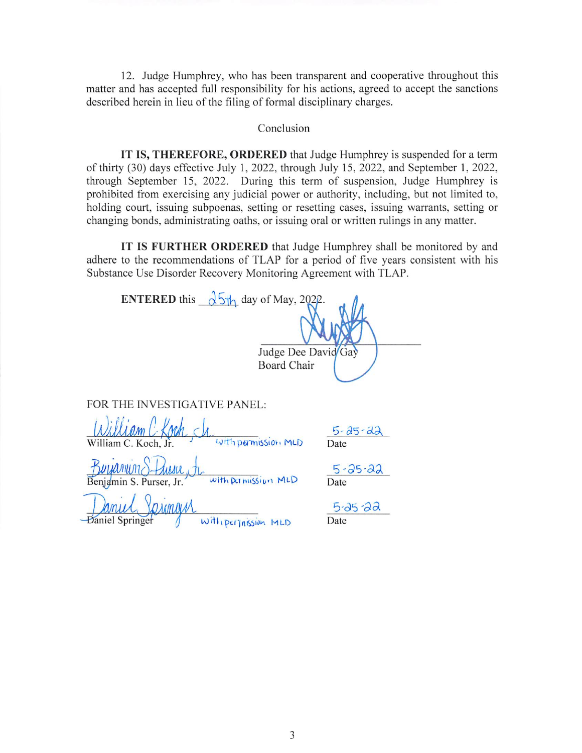12. Judge Humphrey, who has been transparent and cooperative throughout this matter and has accepted full responsibility for his actions, agreed to accept the sanctions described herein in lieu of the filing of formal disciplinary charges.

Conclusion

**IT IS, THEREFORE, ORDERED** that Judge Humphrey is suspended for a term of thirty (30) days effective July 1, 2022, through July 15, 2022, and September 1, 2022, through September 15, 2022. During this term of suspension, Judge Humphrey is prohibited from exercising any judicial power or authority, including, but not limited to, holding court, issuing subpoenas, setting or resetting cases, issuing warrants, setting or changing bonds, administrating oaths, or issuing oral or written rulings in any matter.

**IT IS FURTHER ORDERED** that Judge Humphrey shall be monitored by and adhere to the recommendations of TLAP for a period of five years consistent with his Substance Use Disorder Recovery Monitoring Agreement with TLAP.

**ENTERED** this 25th day of May, 2022.

Judge Dee David Gay
Board Chair

FOR THE INVESTIGATIVE PANEL:

William C. Koch, Jr. — with permission MLD — Date: 5-25-22

Benjamin S. Purser, Jr. — with permission MLD — Date: 5-25-22

Daniel Springer — with permission MLD — Date: 5-25-22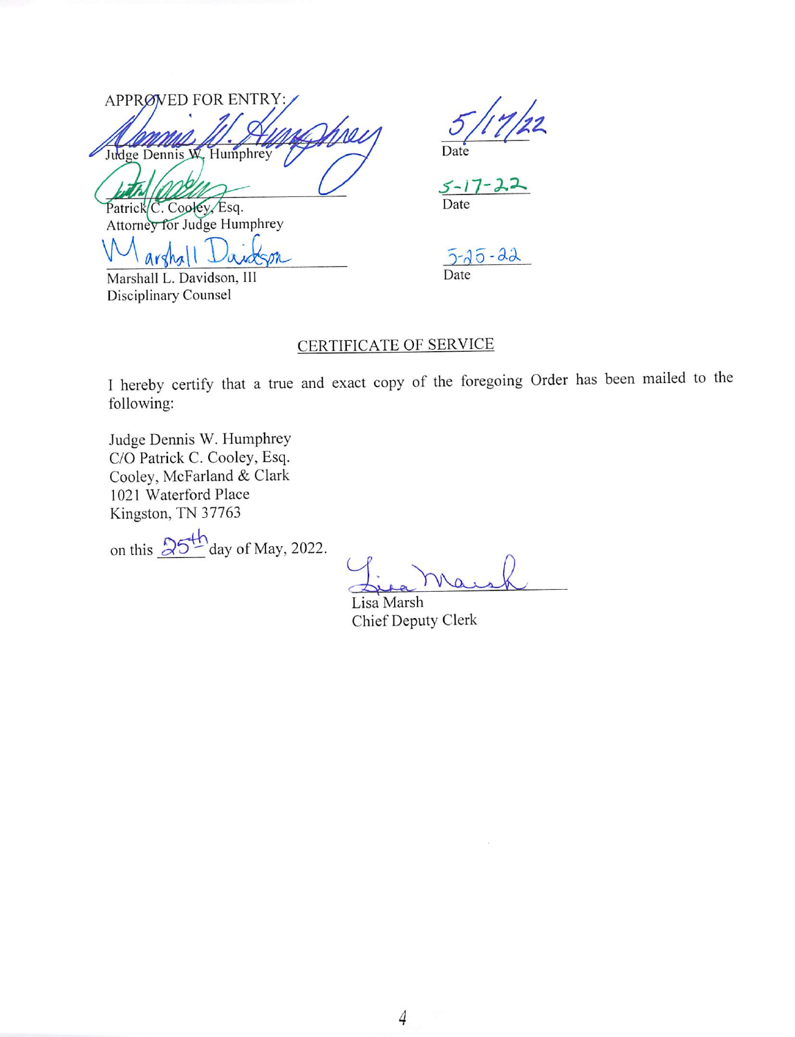APPROVED FOR ENTRY:

Judge Dennis W. Humphrey — Date: 5/17/22

Patrick C. Cooley, Esq.
Attorney for Judge Humphrey — Date: 5-17-22

Marshall L. Davidson, III
Disciplinary Counsel — Date: 5-25-22

## CERTIFICATE OF SERVICE

I hereby certify that a true and exact copy of the foregoing Order has been mailed to the following:

Judge Dennis W. Humphrey
C/O Patrick C. Cooley, Esq.
Cooley, McFarland & Clark
1021 Waterford Place
Kingston, TN 37763

on this 25th day of May, 2022.

Lisa Marsh
Chief Deputy Clerk